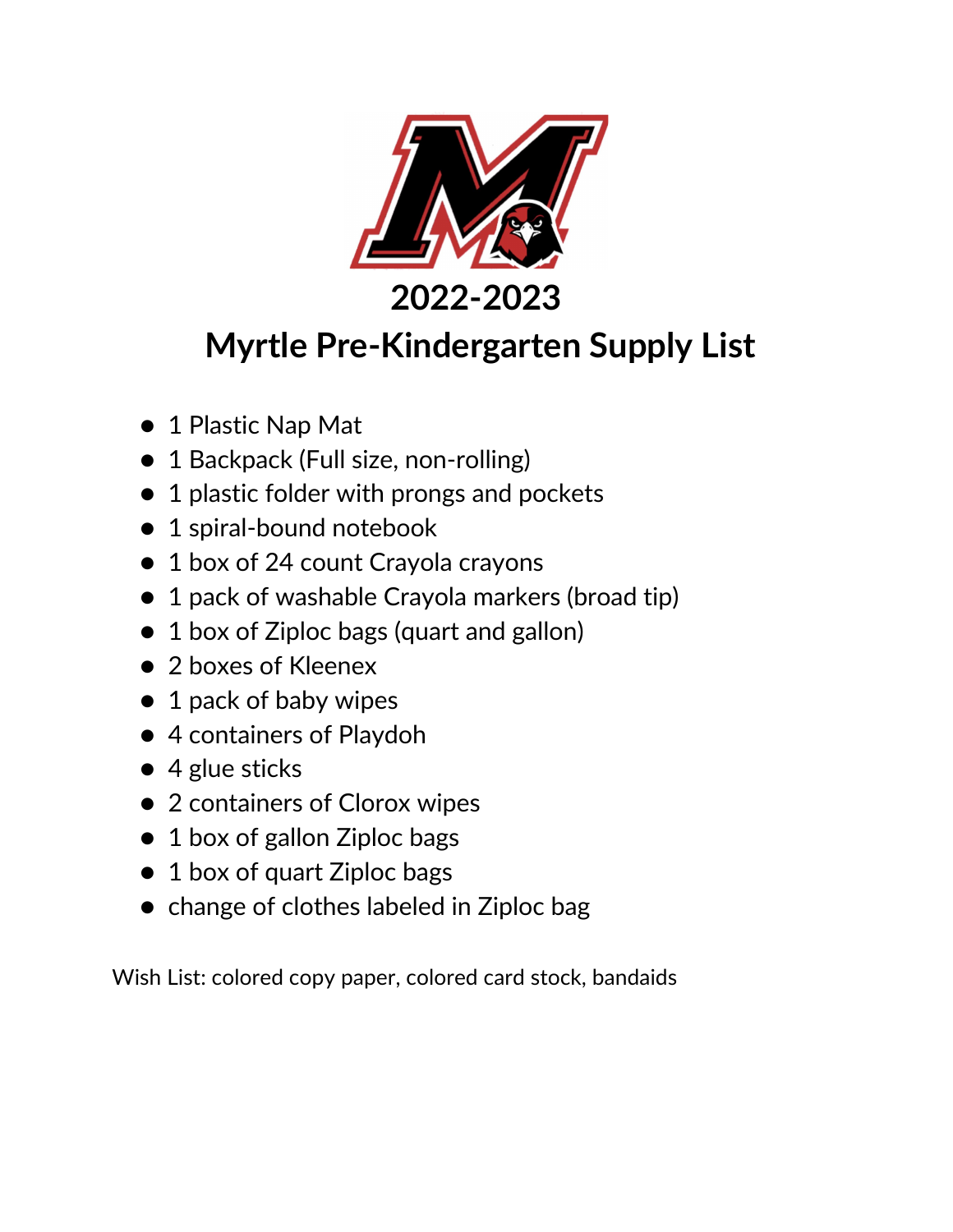# 2022-2023

# Myrtle Pre-Kindergarten Supply List

- 1 Plastic Nap Mat
- 1 Backpack (Full size, non-rolling)
- 1 plastic folder with prongs and pockets
- 1 spiral-bound notebook
- 1 box of 24 count Crayola crayons
- 1 pack of washable Crayola markers (broad tip)
- 1 box of Ziploc bags (quart and gallon)
- 2 boxes of Kleenex
- 1 pack of baby wipes
- 4 containers of Playdoh
- 4 glue sticks
- 2 containers of Clorox wipes
- 1 box of gallon Ziploc bags
- 1 box of quart Ziploc bags
- change of clothes labeled in Ziploc bag

Wish List: colored copy paper, colored card stock, bandaids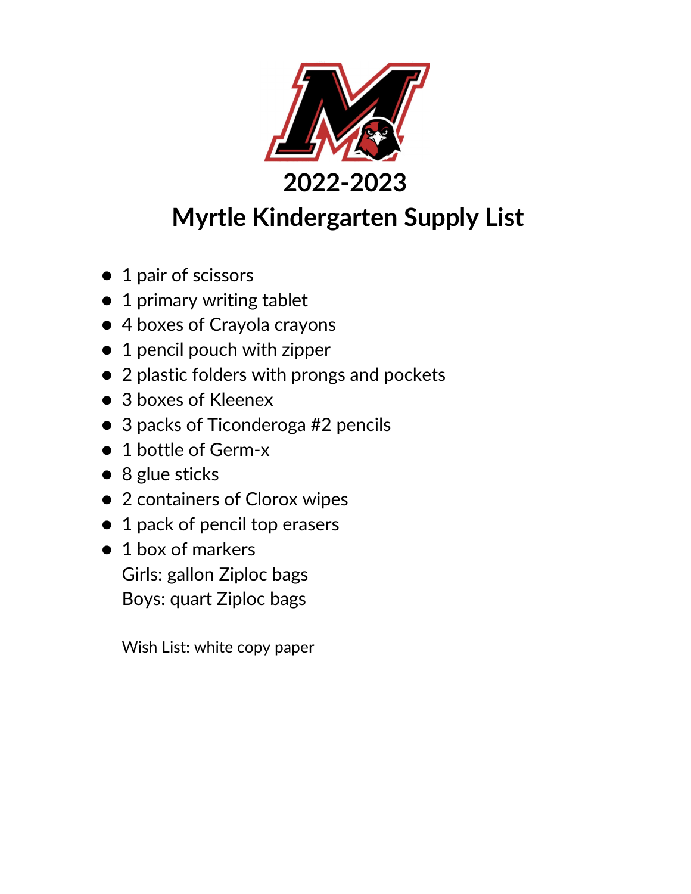# 2022-2023

# Myrtle Kindergarten Supply List

- 1 pair of scissors
- 1 primary writing tablet
- 4 boxes of Crayola crayons
- 1 pencil pouch with zipper
- 2 plastic folders with prongs and pockets
- 3 boxes of Kleenex
- 3 packs of Ticonderoga #2 pencils
- 1 bottle of Germ-x
- 8 glue sticks
- 2 containers of Clorox wipes
- 1 pack of pencil top erasers
- 1 box of markers
  Girls: gallon Ziploc bags
  Boys: quart Ziploc bags

Wish List: white copy paper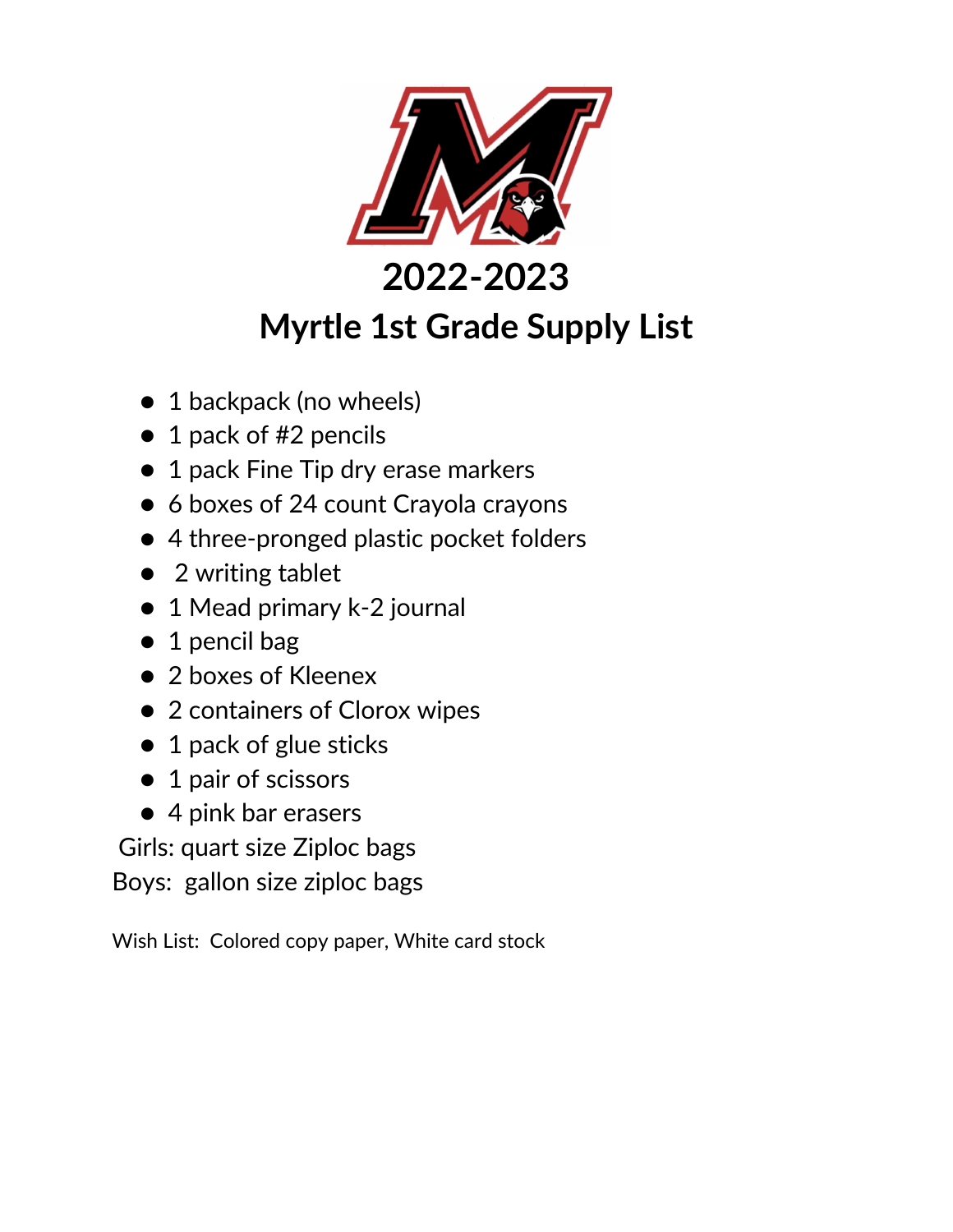# 2022-2023
# Myrtle 1st Grade Supply List

- 1 backpack (no wheels)
- 1 pack of #2 pencils
- 1 pack Fine Tip dry erase markers
- 6 boxes of 24 count Crayola crayons
- 4 three-pronged plastic pocket folders
- 2 writing tablet
- 1 Mead primary k-2 journal
- 1 pencil bag
- 2 boxes of Kleenex
- 2 containers of Clorox wipes
- 1 pack of glue sticks
- 1 pair of scissors
- 4 pink bar erasers

Girls: quart size Ziploc bags

Boys: gallon size ziploc bags

Wish List: Colored copy paper, White card stock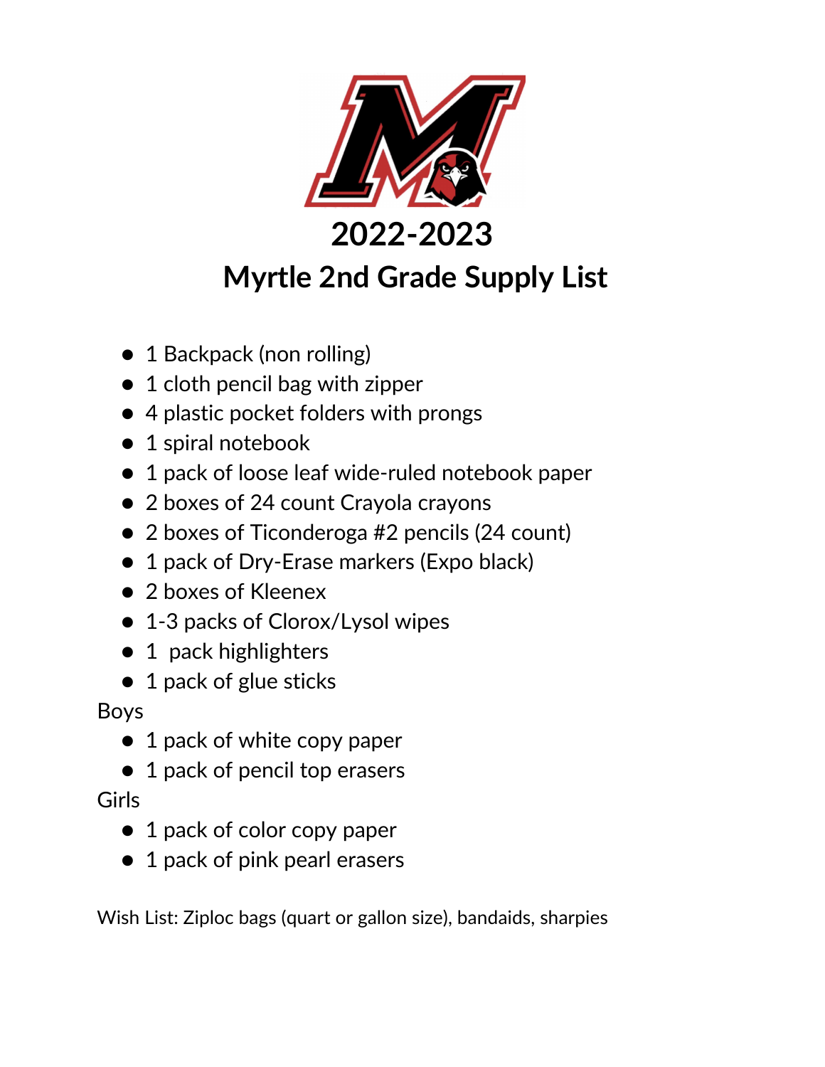# 2022-2023

# Myrtle 2nd Grade Supply List

- 1 Backpack (non rolling)
- 1 cloth pencil bag with zipper
- 4 plastic pocket folders with prongs
- 1 spiral notebook
- 1 pack of loose leaf wide-ruled notebook paper
- 2 boxes of 24 count Crayola crayons
- 2 boxes of Ticonderoga #2 pencils (24 count)
- 1 pack of Dry-Erase markers (Expo black)
- 2 boxes of Kleenex
- 1-3 packs of Clorox/Lysol wipes
- 1 pack highlighters
- 1 pack of glue sticks

Boys

- 1 pack of white copy paper
- 1 pack of pencil top erasers

Girls

- 1 pack of color copy paper
- 1 pack of pink pearl erasers

Wish List: Ziploc bags (quart or gallon size), bandaids, sharpies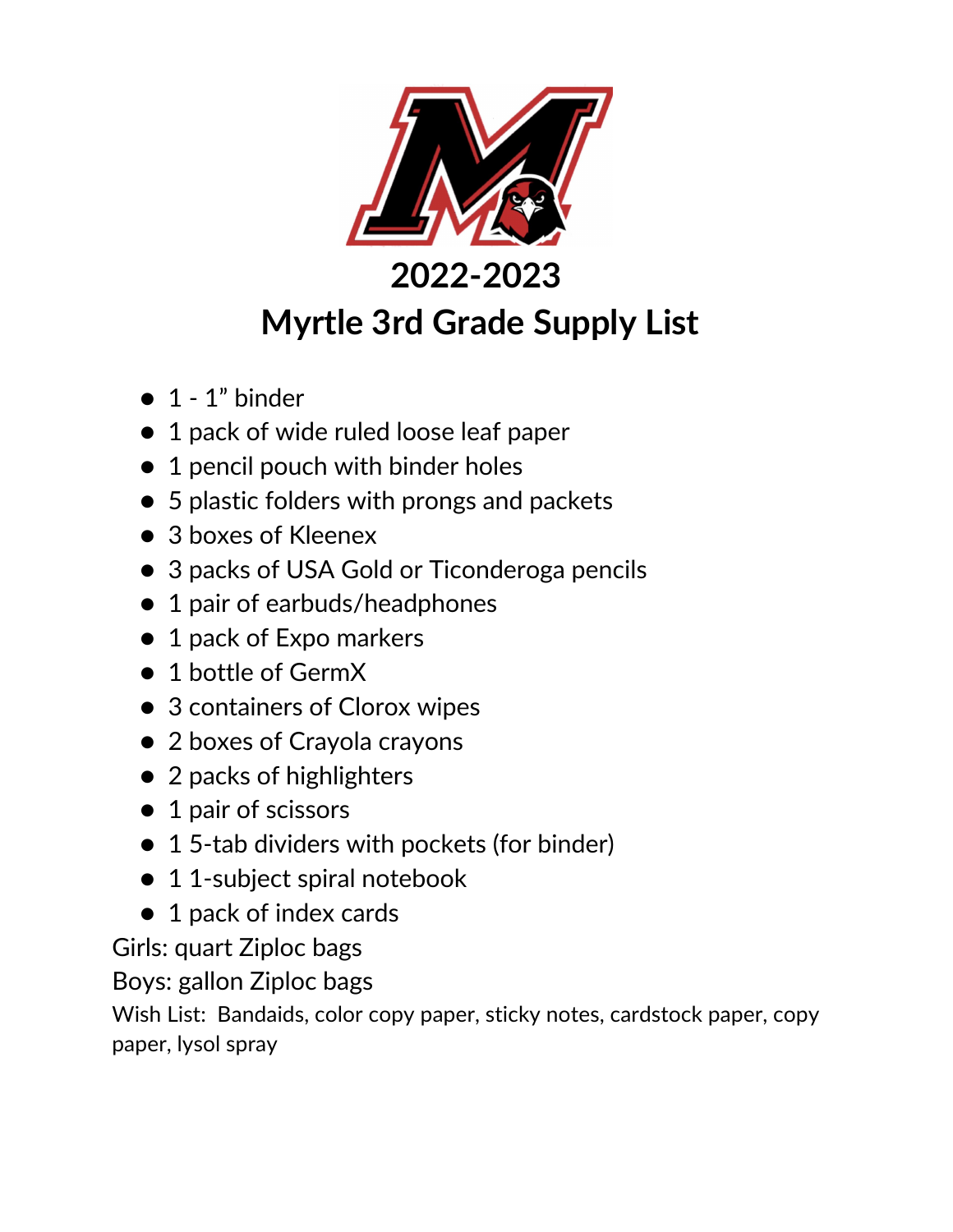# 2022-2023
# Myrtle 3rd Grade Supply List

- 1 - 1” binder
- 1 pack of wide ruled loose leaf paper
- 1 pencil pouch with binder holes
- 5 plastic folders with prongs and packets
- 3 boxes of Kleenex
- 3 packs of USA Gold or Ticonderoga pencils
- 1 pair of earbuds/headphones
- 1 pack of Expo markers
- 1 bottle of GermX
- 3 containers of Clorox wipes
- 2 boxes of Crayola crayons
- 2 packs of highlighters
- 1 pair of scissors
- 1 5-tab dividers with pockets (for binder)
- 1 1-subject spiral notebook
- 1 pack of index cards

Girls: quart Ziploc bags

Boys: gallon Ziploc bags

Wish List: Bandaids, color copy paper, sticky notes, cardstock paper, copy paper, lysol spray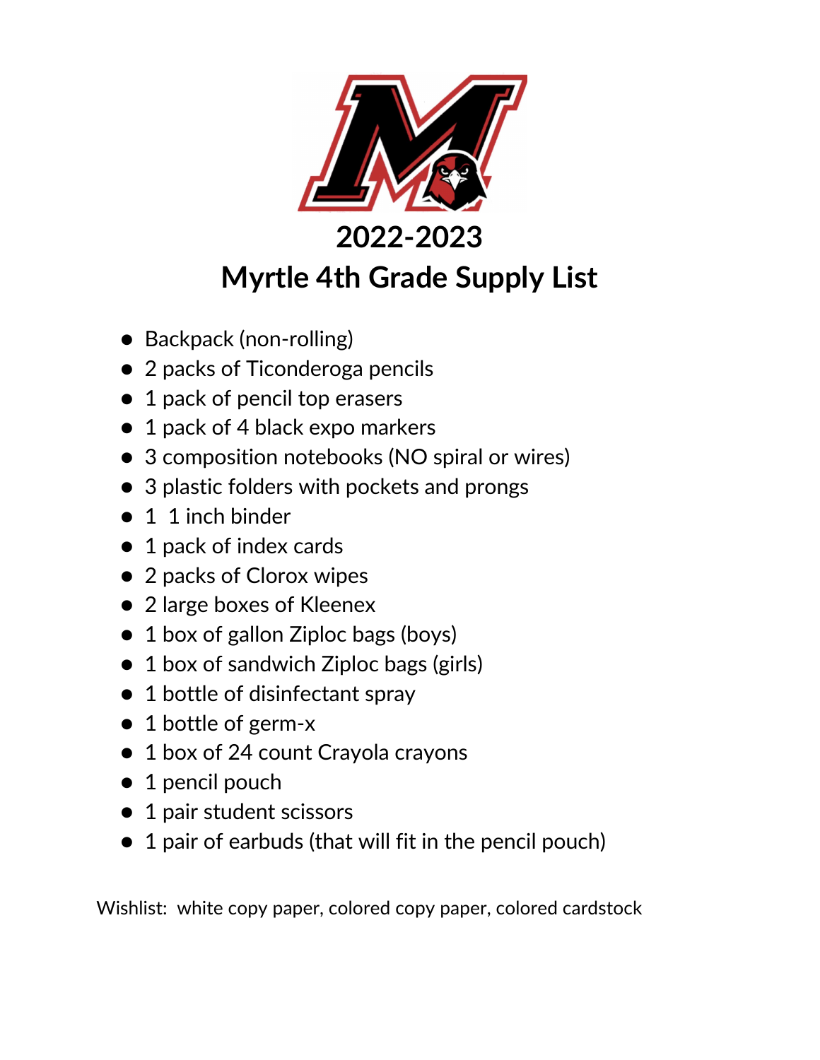# 2022-2023
# Myrtle 4th Grade Supply List

- Backpack (non-rolling)
- 2 packs of Ticonderoga pencils
- 1 pack of pencil top erasers
- 1 pack of 4 black expo markers
- 3 composition notebooks (NO spiral or wires)
- 3 plastic folders with pockets and prongs
- 1  1 inch binder
- 1 pack of index cards
- 2 packs of Clorox wipes
- 2 large boxes of Kleenex
- 1 box of gallon Ziploc bags (boys)
- 1 box of sandwich Ziploc bags (girls)
- 1 bottle of disinfectant spray
- 1 bottle of germ-x
- 1 box of 24 count Crayola crayons
- 1 pencil pouch
- 1 pair student scissors
- 1 pair of earbuds (that will fit in the pencil pouch)

Wishlist:  white copy paper, colored copy paper, colored cardstock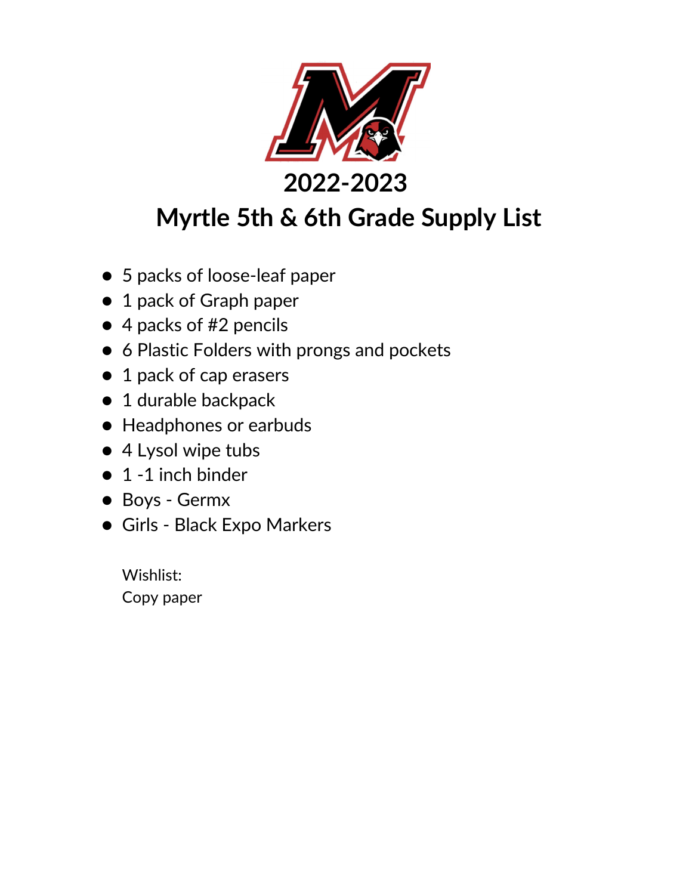# 2022-2023

# Myrtle 5th & 6th Grade Supply List

- 5 packs of loose-leaf paper
- 1 pack of Graph paper
- 4 packs of #2 pencils
- 6 Plastic Folders with prongs and pockets
- 1 pack of cap erasers
- 1 durable backpack
- Headphones or earbuds
- 4 Lysol wipe tubs
- 1 -1 inch binder
- Boys - Germx
- Girls - Black Expo Markers

Wishlist:
Copy paper